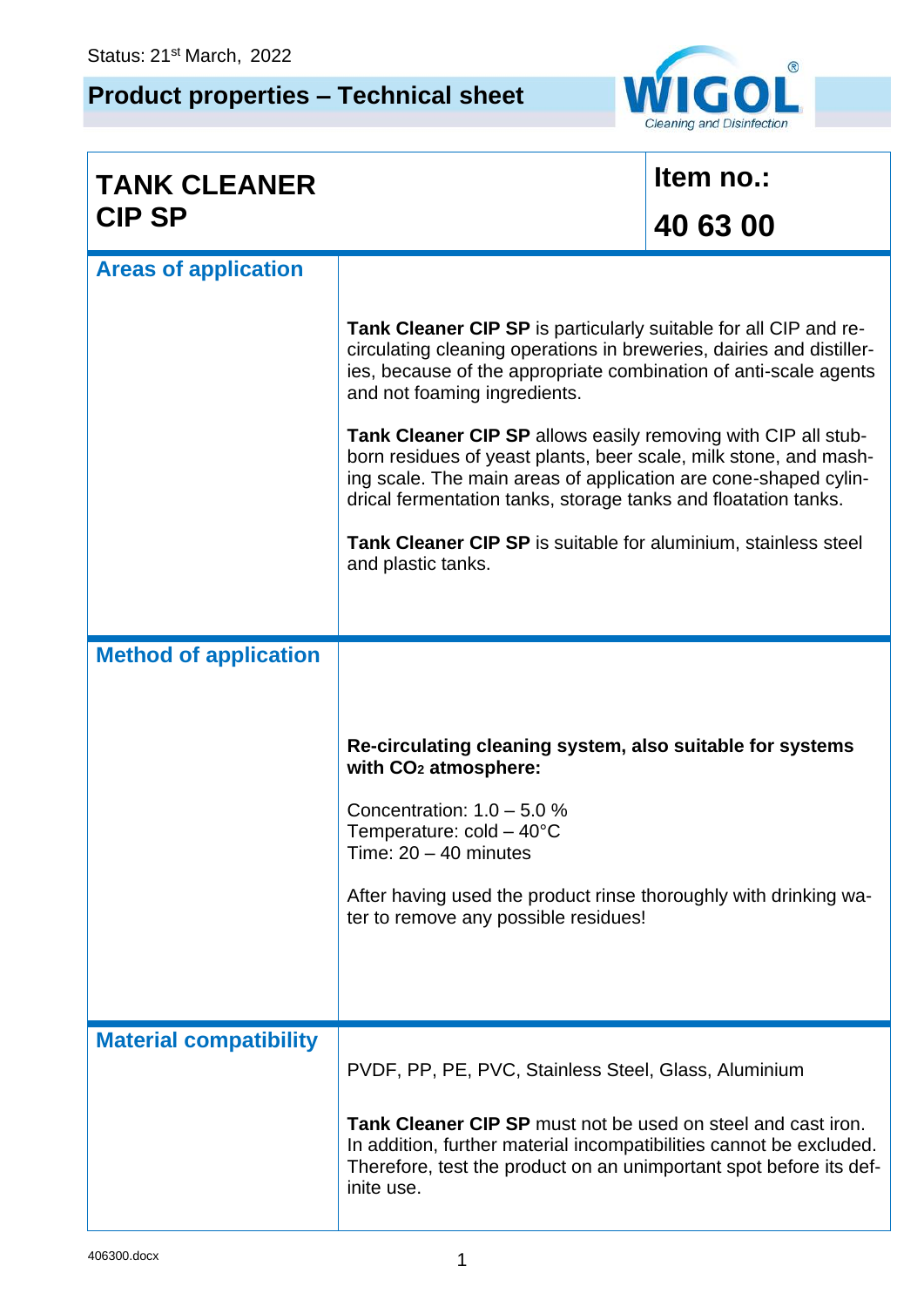Status: 21st March, 2022

# Product properties – Technical sheet

| | |
|---|---|
| **TANK CLEANER CIP SP** | **Item no.: 40 63 00** |

## Areas of application

**Tank Cleaner CIP SP** is particularly suitable for all CIP and re-circulating cleaning operations in breweries, dairies and distilleries, because of the appropriate combination of anti-scale agents and not foaming ingredients.

**Tank Cleaner CIP SP** allows easily removing with CIP all stubborn residues of yeast plants, beer scale, milk stone, and mashing scale. The main areas of application are cone-shaped cylindrical fermentation tanks, storage tanks and floatation tanks.

**Tank Cleaner CIP SP** is suitable for aluminium, stainless steel and plastic tanks.

## Method of application

**Re-circulating cleaning system, also suitable for systems with $CO_2$ atmosphere:**

Concentration: 1.0 – 5.0 %
Temperature: cold – 40°C
Time: 20 – 40 minutes

After having used the product rinse thoroughly with drinking water to remove any possible residues!

## Material compatibility

PVDF, PP, PE, PVC, Stainless Steel, Glass, Aluminium

**Tank Cleaner CIP SP** must not be used on steel and cast iron. In addition, further material incompatibilities cannot be excluded. Therefore, test the product on an unimportant spot before its definite use.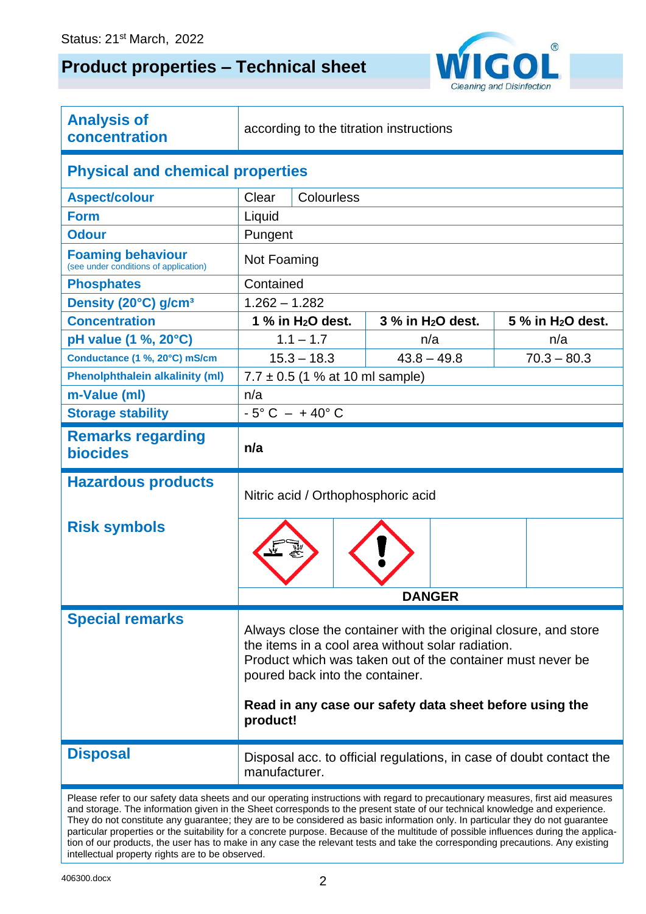Status: 21st March, 2022

# Product properties – Technical sheet

WIGOL® Cleaning and Disinfection

| | | | |
|---|---|---|---|
| **Analysis of concentration** | according to the titration instructions | | |

## Physical and chemical properties

| | | | |
|---|---|---|---|
| **Aspect/colour** | Clear | Colourless | |
| **Form** | Liquid | | |
| **Odour** | Pungent | | |
| **Foaming behaviour** (see under conditions of application) | Not Foaming | | |
| **Phosphates** | Contained | | |
| **Density (20°C) g/cm³** | 1.262 – 1.282 | | |
| **Concentration** | **1 % in $H_2O$ dest.** | **3 % in $H_2O$ dest.** | **5 % in $H_2O$ dest.** |
| **pH value (1 %, 20°C)** | 1.1 – 1.7 | n/a | n/a |
| **Conductance (1 %, 20°C) mS/cm** | 15.3 – 18.3 | 43.8 – 49.8 | 70.3 – 80.3 |
| **Phenolphthalein alkalinity (ml)** | 7.7 ± 0.5 (1 % at 10 ml sample) | | |
| **m-Value (ml)** | n/a | | |
| **Storage stability** | - 5° C – + 40° C | | |

| | |
|---|---|
| **Remarks regarding biocides** | **n/a** |
| **Hazardous products** | Nitric acid / Orthophosphoric acid |
| **Risk symbols** | **DANGER** |

## Special remarks

Always close the container with the original closure, and store the items in a cool area without solar radiation.
Product which was taken out of the container must never be poured back into the container.

**Read in any case our safety data sheet before using the product!**

## Disposal

Disposal acc. to official regulations, in case of doubt contact the manufacturer.

Please refer to our safety data sheets and our operating instructions with regard to precautionary measures, first aid measures and storage. The information given in the Sheet corresponds to the present state of our technical knowledge and experience. They do not constitute any guarantee; they are to be considered as basic information only. In particular they do not guarantee particular properties or the suitability for a concrete purpose. Because of the multitude of possible influences during the application of our products, the user has to make in any case the relevant tests and take the corresponding precautions. Any existing intellectual property rights are to be observed.

406300.docx